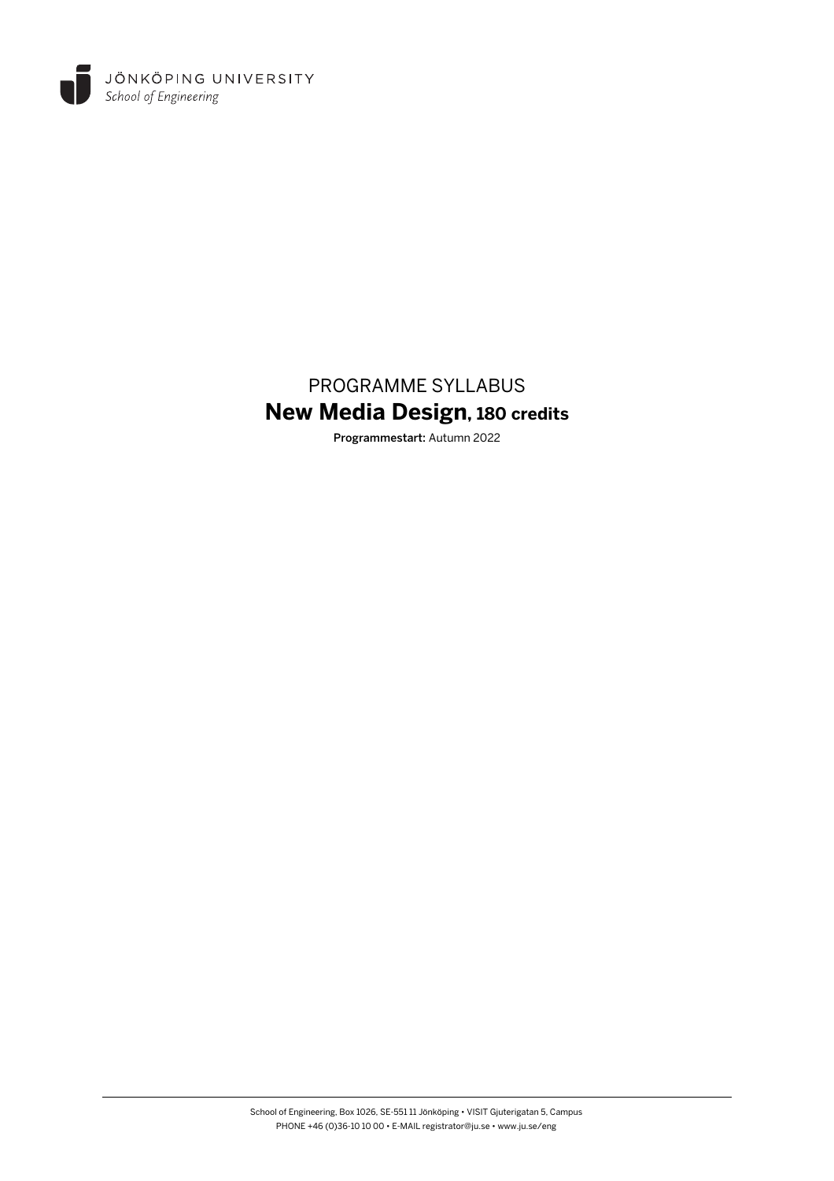JÖNKÖPING UNIVERSITY
*School of Engineering*

# PROGRAMME SYLLABUS

# **New Media Design, 180 credits**

**Programmestart:** Autumn 2022

School of Engineering, Box 1026, SE-551 11 Jönköping • VISIT Gjuterigatan 5, Campus
PHONE +46 (0)36-10 10 00 • E-MAIL registrator@ju.se • www.ju.se/eng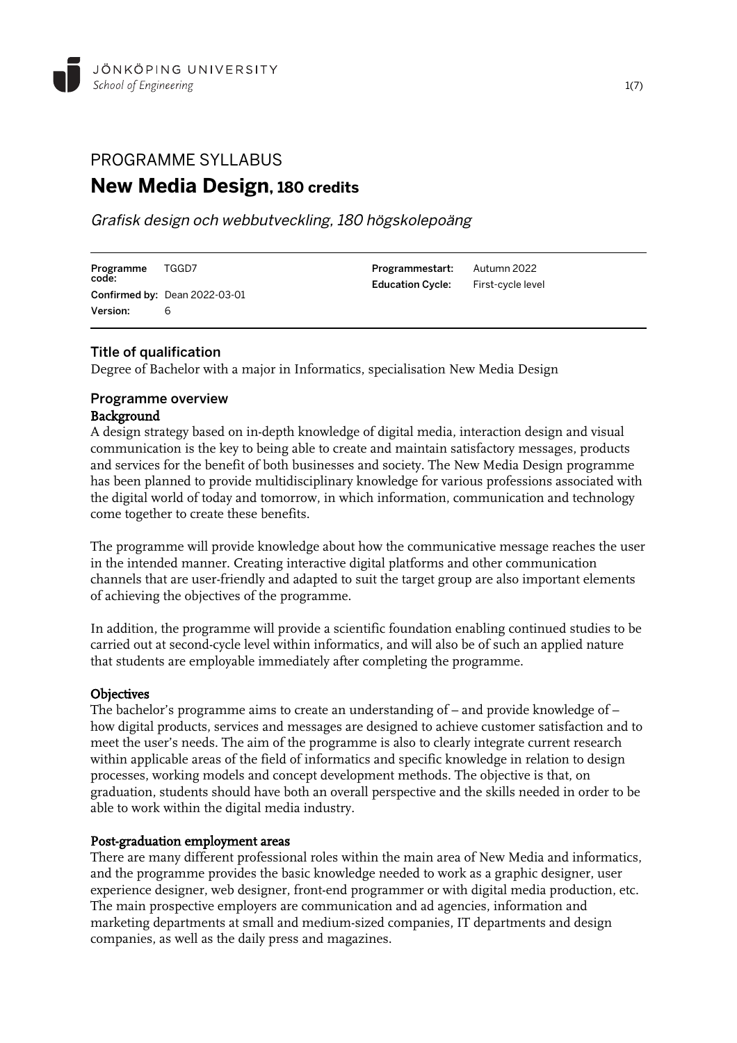# PROGRAMME SYLLABUS

# **New Media Design, 180 credits**

*Grafisk design och webbutveckling, 180 högskolepoäng*

| | | | |
|---|---|---|---|
| **Programme code:** | TGGD7 | **Programmestart:** | Autumn 2022 |
| **Confirmed by:** | Dean 2022-03-01 | **Education Cycle:** | First-cycle level |
| **Version:** | 6 | | |

## Title of qualification

Degree of Bachelor with a major in Informatics, specialisation New Media Design

## Programme overview

### Background

A design strategy based on in-depth knowledge of digital media, interaction design and visual communication is the key to being able to create and maintain satisfactory messages, products and services for the benefit of both businesses and society. The New Media Design programme has been planned to provide multidisciplinary knowledge for various professions associated with the digital world of today and tomorrow, in which information, communication and technology come together to create these benefits.

The programme will provide knowledge about how the communicative message reaches the user in the intended manner. Creating interactive digital platforms and other communication channels that are user-friendly and adapted to suit the target group are also important elements of achieving the objectives of the programme.

In addition, the programme will provide a scientific foundation enabling continued studies to be carried out at second-cycle level within informatics, and will also be of such an applied nature that students are employable immediately after completing the programme.

### Objectives

The bachelor's programme aims to create an understanding of – and provide knowledge of – how digital products, services and messages are designed to achieve customer satisfaction and to meet the user's needs. The aim of the programme is also to clearly integrate current research within applicable areas of the field of informatics and specific knowledge in relation to design processes, working models and concept development methods. The objective is that, on graduation, students should have both an overall perspective and the skills needed in order to be able to work within the digital media industry.

### Post-graduation employment areas

There are many different professional roles within the main area of New Media and informatics, and the programme provides the basic knowledge needed to work as a graphic designer, user experience designer, web designer, front-end programmer or with digital media production, etc. The main prospective employers are communication and ad agencies, information and marketing departments at small and medium-sized companies, IT departments and design companies, as well as the daily press and magazines.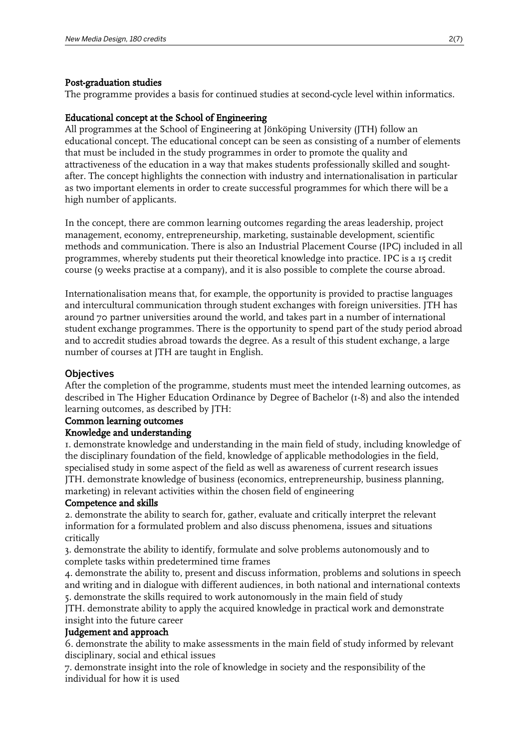### Post-graduation studies

The programme provides a basis for continued studies at second-cycle level within informatics.

### Educational concept at the School of Engineering

All programmes at the School of Engineering at Jönköping University (JTH) follow an educational concept. The educational concept can be seen as consisting of a number of elements that must be included in the study programmes in order to promote the quality and attractiveness of the education in a way that makes students professionally skilled and sought-after. The concept highlights the connection with industry and internationalisation in particular as two important elements in order to create successful programmes for which there will be a high number of applicants.

In the concept, there are common learning outcomes regarding the areas leadership, project management, economy, entrepreneurship, marketing, sustainable development, scientific methods and communication. There is also an Industrial Placement Course (IPC) included in all programmes, whereby students put their theoretical knowledge into practice. IPC is a 15 credit course (9 weeks practise at a company), and it is also possible to complete the course abroad.

Internationalisation means that, for example, the opportunity is provided to practise languages and intercultural communication through student exchanges with foreign universities. JTH has around 70 partner universities around the world, and takes part in a number of international student exchange programmes. There is the opportunity to spend part of the study period abroad and to accredit studies abroad towards the degree. As a result of this student exchange, a large number of courses at JTH are taught in English.

## Objectives

After the completion of the programme, students must meet the intended learning outcomes, as described in The Higher Education Ordinance by Degree of Bachelor (1-8) and also the intended learning outcomes, as described by JTH:

### Common learning outcomes

### Knowledge and understanding

1. demonstrate knowledge and understanding in the main field of study, including knowledge of the disciplinary foundation of the field, knowledge of applicable methodologies in the field, specialised study in some aspect of the field as well as awareness of current research issues

JTH. demonstrate knowledge of business (economics, entrepreneurship, business planning, marketing) in relevant activities within the chosen field of engineering

### Competence and skills

2. demonstrate the ability to search for, gather, evaluate and critically interpret the relevant information for a formulated problem and also discuss phenomena, issues and situations critically

3. demonstrate the ability to identify, formulate and solve problems autonomously and to complete tasks within predetermined time frames

4. demonstrate the ability to, present and discuss information, problems and solutions in speech and writing and in dialogue with different audiences, in both national and international contexts

5. demonstrate the skills required to work autonomously in the main field of study

JTH. demonstrate ability to apply the acquired knowledge in practical work and demonstrate insight into the future career

### Judgement and approach

6. demonstrate the ability to make assessments in the main field of study informed by relevant disciplinary, social and ethical issues

7. demonstrate insight into the role of knowledge in society and the responsibility of the individual for how it is used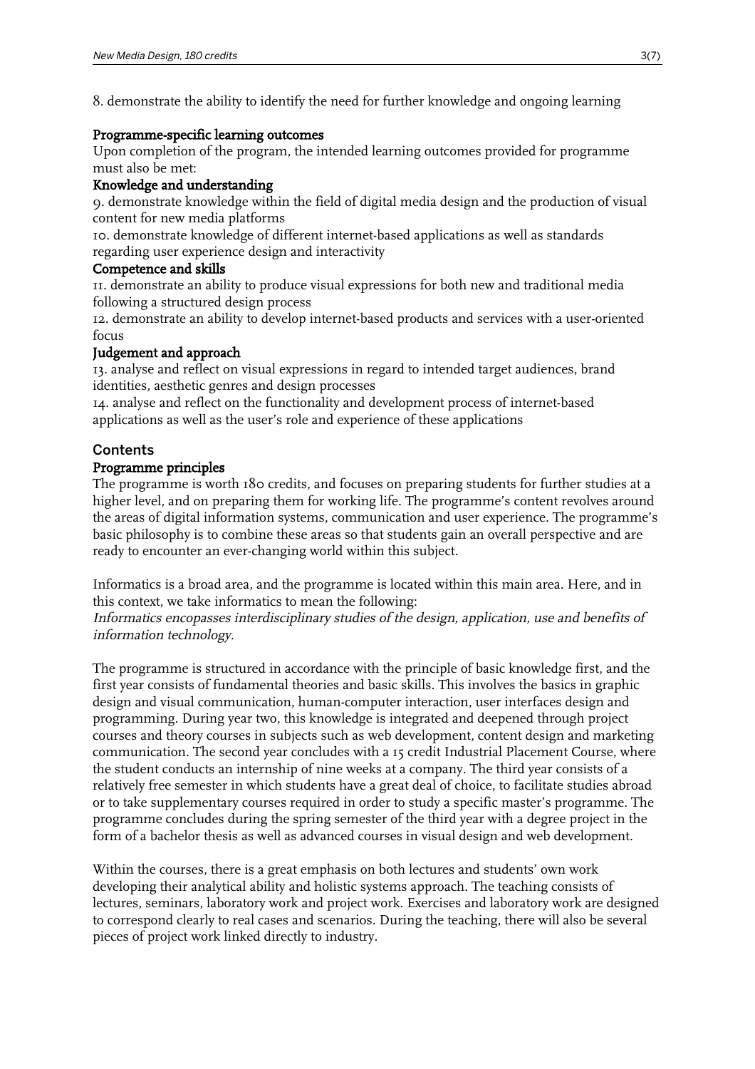8. demonstrate the ability to identify the need for further knowledge and ongoing learning

**Programme-specific learning outcomes**

Upon completion of the program, the intended learning outcomes provided for programme must also be met:

**Knowledge and understanding**

9. demonstrate knowledge within the field of digital media design and the production of visual content for new media platforms

10. demonstrate knowledge of different internet-based applications as well as standards regarding user experience design and interactivity

**Competence and skills**

11. demonstrate an ability to produce visual expressions for both new and traditional media following a structured design process

12. demonstrate an ability to develop internet-based products and services with a user-oriented focus

**Judgement and approach**

13. analyse and reflect on visual expressions in regard to intended target audiences, brand identities, aesthetic genres and design processes

14. analyse and reflect on the functionality and development process of internet-based applications as well as the user's role and experience of these applications

## Contents

**Programme principles**

The programme is worth 180 credits, and focuses on preparing students for further studies at a higher level, and on preparing them for working life. The programme's content revolves around the areas of digital information systems, communication and user experience. The programme's basic philosophy is to combine these areas so that students gain an overall perspective and are ready to encounter an ever-changing world within this subject.

Informatics is a broad area, and the programme is located within this main area. Here, and in this context, we take informatics to mean the following:

*Informatics encopasses interdisciplinary studies of the design, application, use and benefits of information technology.*

The programme is structured in accordance with the principle of basic knowledge first, and the first year consists of fundamental theories and basic skills. This involves the basics in graphic design and visual communication, human-computer interaction, user interfaces design and programming. During year two, this knowledge is integrated and deepened through project courses and theory courses in subjects such as web development, content design and marketing communication. The second year concludes with a 15 credit Industrial Placement Course, where the student conducts an internship of nine weeks at a company. The third year consists of a relatively free semester in which students have a great deal of choice, to facilitate studies abroad or to take supplementary courses required in order to study a specific master's programme. The programme concludes during the spring semester of the third year with a degree project in the form of a bachelor thesis as well as advanced courses in visual design and web development.

Within the courses, there is a great emphasis on both lectures and students' own work developing their analytical ability and holistic systems approach. The teaching consists of lectures, seminars, laboratory work and project work. Exercises and laboratory work are designed to correspond clearly to real cases and scenarios. During the teaching, there will also be several pieces of project work linked directly to industry.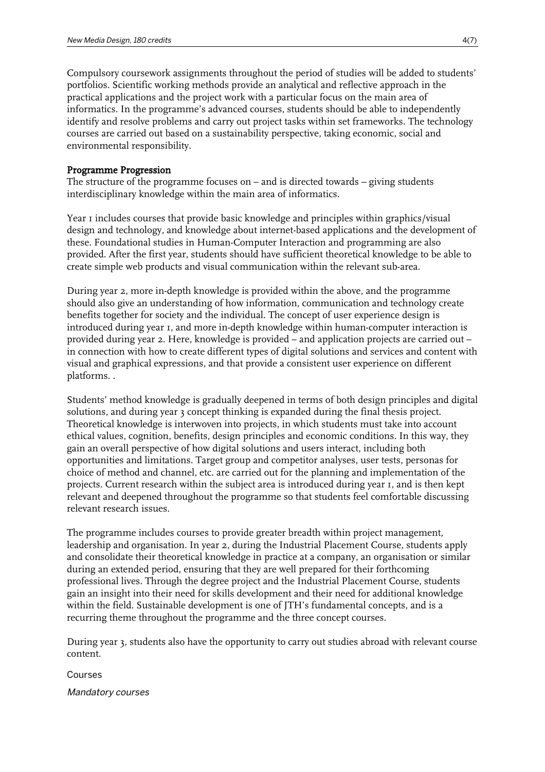Compulsory coursework assignments throughout the period of studies will be added to students' portfolios. Scientific working methods provide an analytical and reflective approach in the practical applications and the project work with a particular focus on the main area of informatics. In the programme's advanced courses, students should be able to independently identify and resolve problems and carry out project tasks within set frameworks. The technology courses are carried out based on a sustainability perspective, taking economic, social and environmental responsibility.

## Programme Progression

The structure of the programme focuses on – and is directed towards – giving students interdisciplinary knowledge within the main area of informatics.

Year 1 includes courses that provide basic knowledge and principles within graphics/visual design and technology, and knowledge about internet-based applications and the development of these. Foundational studies in Human-Computer Interaction and programming are also provided. After the first year, students should have sufficient theoretical knowledge to be able to create simple web products and visual communication within the relevant sub-area.

During year 2, more in-depth knowledge is provided within the above, and the programme should also give an understanding of how information, communication and technology create benefits together for society and the individual. The concept of user experience design is introduced during year 1, and more in-depth knowledge within human-computer interaction is provided during year 2. Here, knowledge is provided – and application projects are carried out – in connection with how to create different types of digital solutions and services and content with visual and graphical expressions, and that provide a consistent user experience on different platforms. .

Students' method knowledge is gradually deepened in terms of both design principles and digital solutions, and during year 3 concept thinking is expanded during the final thesis project. Theoretical knowledge is interwoven into projects, in which students must take into account ethical values, cognition, benefits, design principles and economic conditions. In this way, they gain an overall perspective of how digital solutions and users interact, including both opportunities and limitations. Target group and competitor analyses, user tests, personas for choice of method and channel, etc. are carried out for the planning and implementation of the projects. Current research within the subject area is introduced during year 1, and is then kept relevant and deepened throughout the programme so that students feel comfortable discussing relevant research issues.

The programme includes courses to provide greater breadth within project management, leadership and organisation. In year 2, during the Industrial Placement Course, students apply and consolidate their theoretical knowledge in practice at a company, an organisation or similar during an extended period, ensuring that they are well prepared for their forthcoming professional lives. Through the degree project and the Industrial Placement Course, students gain an insight into their need for skills development and their need for additional knowledge within the field. Sustainable development is one of JTH's fundamental concepts, and is a recurring theme throughout the programme and the three concept courses.

During year 3, students also have the opportunity to carry out studies abroad with relevant course content.

### Courses

*Mandatory courses*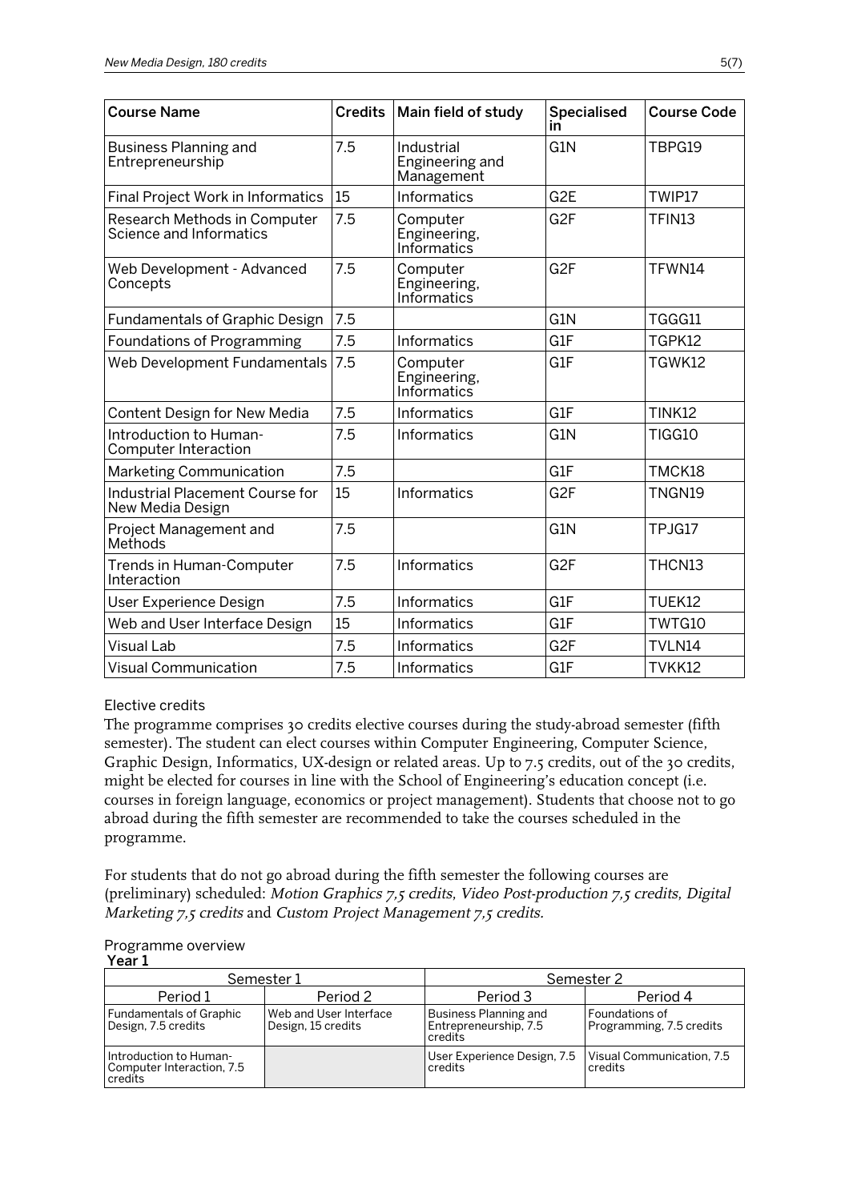| Course Name | Credits | Main field of study | Specialised in | Course Code |
|---|---|---|---|---|
| Business Planning and Entrepreneurship | 7.5 | Industrial Engineering and Management | G1N | TBPG19 |
| Final Project Work in Informatics | 15 | Informatics | G2E | TWIP17 |
| Research Methods in Computer Science and Informatics | 7.5 | Computer Engineering, Informatics | G2F | TFIN13 |
| Web Development - Advanced Concepts | 7.5 | Computer Engineering, Informatics | G2F | TFWN14 |
| Fundamentals of Graphic Design | 7.5 | | G1N | TGGG11 |
| Foundations of Programming | 7.5 | Informatics | G1F | TGPK12 |
| Web Development Fundamentals | 7.5 | Computer Engineering, Informatics | G1F | TGWK12 |
| Content Design for New Media | 7.5 | Informatics | G1F | TINK12 |
| Introduction to Human-Computer Interaction | 7.5 | Informatics | G1N | TIGG10 |
| Marketing Communication | 7.5 | | G1F | TMCK18 |
| Industrial Placement Course for New Media Design | 15 | Informatics | G2F | TNGN19 |
| Project Management and Methods | 7.5 | | G1N | TPJG17 |
| Trends in Human-Computer Interaction | 7.5 | Informatics | G2F | THCN13 |
| User Experience Design | 7.5 | Informatics | G1F | TUEK12 |
| Web and User Interface Design | 15 | Informatics | G1F | TWTG10 |
| Visual Lab | 7.5 | Informatics | G2F | TVLN14 |
| Visual Communication | 7.5 | Informatics | G1F | TVKK12 |

Elective credits

The programme comprises 30 credits elective courses during the study-abroad semester (fifth semester). The student can elect courses within Computer Engineering, Computer Science, Graphic Design, Informatics, UX-design or related areas. Up to 7.5 credits, out of the 30 credits, might be elected for courses in line with the School of Engineering's education concept (i.e. courses in foreign language, economics or project management). Students that choose not to go abroad during the fifth semester are recommended to take the courses scheduled in the programme.

For students that do not go abroad during the fifth semester the following courses are (preliminary) scheduled: *Motion Graphics 7,5 credits*, *Video Post-production 7,5 credits*, *Digital Marketing 7,5 credits* and *Custom Project Management 7,5 credits.*

Programme overview

**Year 1**

| Semester 1 | | Semester 2 | |
|---|---|---|---|
| Period 1 | Period 2 | Period 3 | Period 4 |
| Fundamentals of Graphic Design, 7.5 credits | Web and User Interface Design, 15 credits | Business Planning and Entrepreneurship, 7.5 credits | Foundations of Programming, 7.5 credits |
| Introduction to Human-Computer Interaction, 7.5 credits | | User Experience Design, 7.5 credits | Visual Communication, 7.5 credits |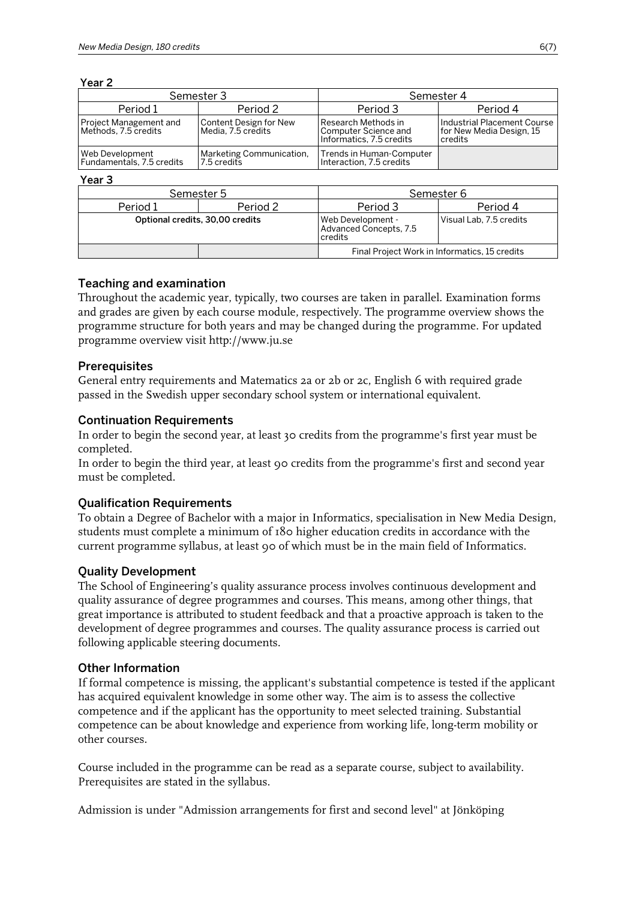**Year 2**

| Semester 3 | | Semester 4 | |
|---|---|---|---|
| Period 1 | Period 2 | Period 3 | Period 4 |
| Project Management and Methods, 7.5 credits | Content Design for New Media, 7.5 credits | Research Methods in Computer Science and Informatics, 7.5 credits | Industrial Placement Course for New Media Design, 15 credits |
| Web Development Fundamentals, 7.5 credits | Marketing Communication, 7.5 credits | Trends in Human-Computer Interaction, 7.5 credits | |

**Year 3**

| Semester 5 | | Semester 6 | |
|---|---|---|---|
| Period 1 | Period 2 | Period 3 | Period 4 |
| **Optional credits, 30,00 credits** | | Web Development - Advanced Concepts, 7.5 credits | Visual Lab, 7.5 credits |
| | | Final Project Work in Informatics, 15 credits | |

## Teaching and examination

Throughout the academic year, typically, two courses are taken in parallel. Examination forms and grades are given by each course module, respectively. The programme overview shows the programme structure for both years and may be changed during the programme. For updated programme overview visit http://www.ju.se

## Prerequisites

General entry requirements and Matematics 2a or 2b or 2c, English 6 with required grade passed in the Swedish upper secondary school system or international equivalent.

## Continuation Requirements

In order to begin the second year, at least 30 credits from the programme's first year must be completed.
In order to begin the third year, at least 90 credits from the programme's first and second year must be completed.

## Qualification Requirements

To obtain a Degree of Bachelor with a major in Informatics, specialisation in New Media Design, students must complete a minimum of 180 higher education credits in accordance with the current programme syllabus, at least 90 of which must be in the main field of Informatics.

## Quality Development

The School of Engineering's quality assurance process involves continuous development and quality assurance of degree programmes and courses. This means, among other things, that great importance is attributed to student feedback and that a proactive approach is taken to the development of degree programmes and courses. The quality assurance process is carried out following applicable steering documents.

## Other Information

If formal competence is missing, the applicant's substantial competence is tested if the applicant has acquired equivalent knowledge in some other way. The aim is to assess the collective competence and if the applicant has the opportunity to meet selected training. Substantial competence can be about knowledge and experience from working life, long-term mobility or other courses.

Course included in the programme can be read as a separate course, subject to availability. Prerequisites are stated in the syllabus.

Admission is under "Admission arrangements for first and second level" at Jönköping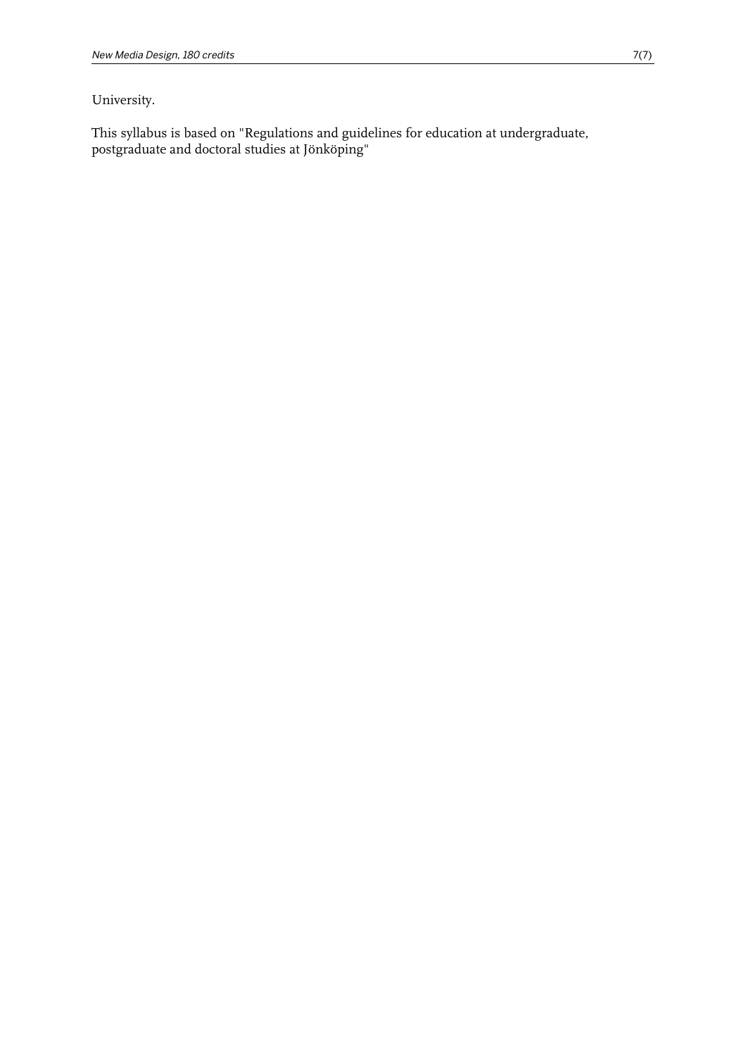University.

This syllabus is based on "Regulations and guidelines for education at undergraduate, postgraduate and doctoral studies at Jönköping"